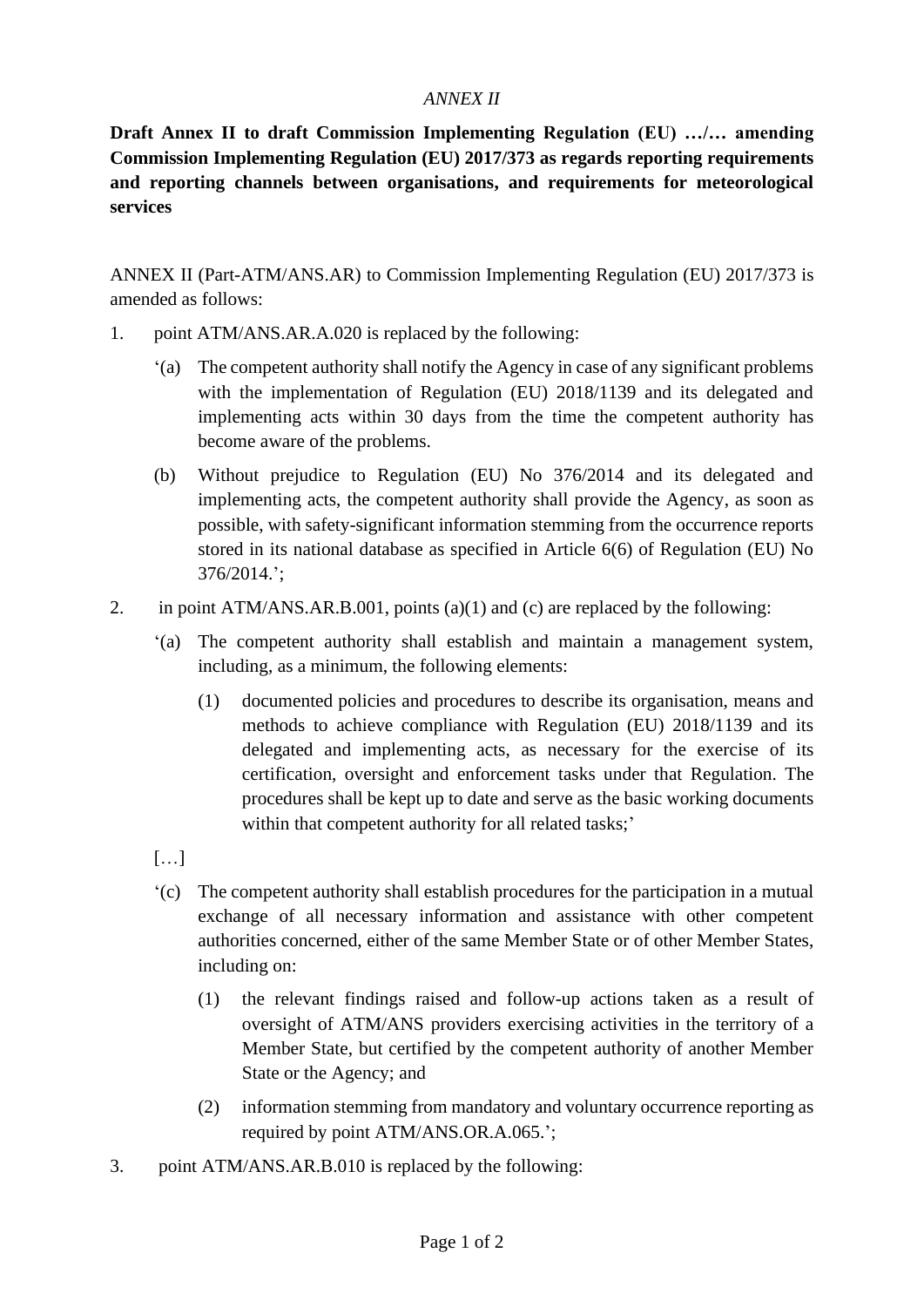*ANNEX II*

**Draft Annex II to draft Commission Implementing Regulation (EU) …/… amending Commission Implementing Regulation (EU) 2017/373 as regards reporting requirements and reporting channels between organisations, and requirements for meteorological services**

ANNEX II (Part-ATM/ANS.AR) to Commission Implementing Regulation (EU) 2017/373 is amended as follows:

1. point ATM/ANS.AR.A.020 is replaced by the following:

   ‘(a) The competent authority shall notify the Agency in case of any significant problems with the implementation of Regulation (EU) 2018/1139 and its delegated and implementing acts within 30 days from the time the competent authority has become aware of the problems.

   (b) Without prejudice to Regulation (EU) No 376/2014 and its delegated and implementing acts, the competent authority shall provide the Agency, as soon as possible, with safety-significant information stemming from the occurrence reports stored in its national database as specified in Article 6(6) of Regulation (EU) No 376/2014.’;

2. in point ATM/ANS.AR.B.001, points (a)(1) and (c) are replaced by the following:

   ‘(a) The competent authority shall establish and maintain a management system, including, as a minimum, the following elements:

   (1) documented policies and procedures to describe its organisation, means and methods to achieve compliance with Regulation (EU) 2018/1139 and its delegated and implementing acts, as necessary for the exercise of its certification, oversight and enforcement tasks under that Regulation. The procedures shall be kept up to date and serve as the basic working documents within that competent authority for all related tasks;’

   […]

   ‘(c) The competent authority shall establish procedures for the participation in a mutual exchange of all necessary information and assistance with other competent authorities concerned, either of the same Member State or of other Member States, including on:

   (1) the relevant findings raised and follow-up actions taken as a result of oversight of ATM/ANS providers exercising activities in the territory of a Member State, but certified by the competent authority of another Member State or the Agency; and

   (2) information stemming from mandatory and voluntary occurrence reporting as required by point ATM/ANS.OR.A.065.’;

3. point ATM/ANS.AR.B.010 is replaced by the following: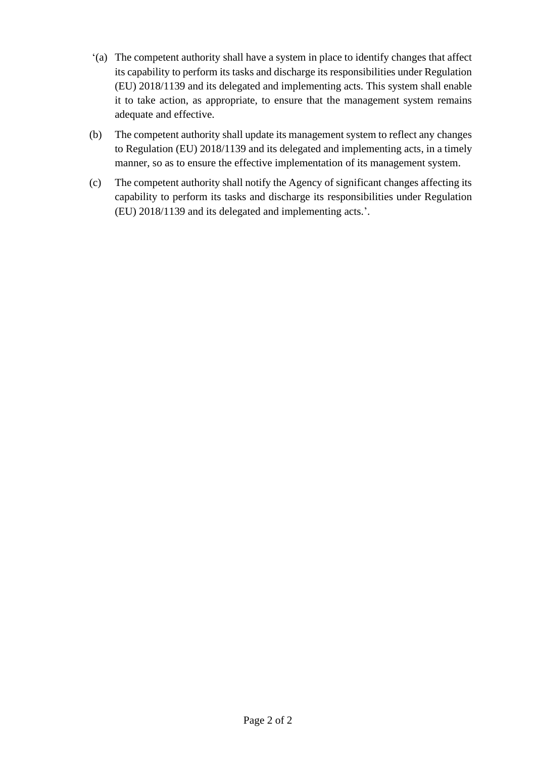‘(a) The competent authority shall have a system in place to identify changes that affect its capability to perform its tasks and discharge its responsibilities under Regulation (EU) 2018/1139 and its delegated and implementing acts. This system shall enable it to take action, as appropriate, to ensure that the management system remains adequate and effective.

(b) The competent authority shall update its management system to reflect any changes to Regulation (EU) 2018/1139 and its delegated and implementing acts, in a timely manner, so as to ensure the effective implementation of its management system.

(c) The competent authority shall notify the Agency of significant changes affecting its capability to perform its tasks and discharge its responsibilities under Regulation (EU) 2018/1139 and its delegated and implementing acts.’.